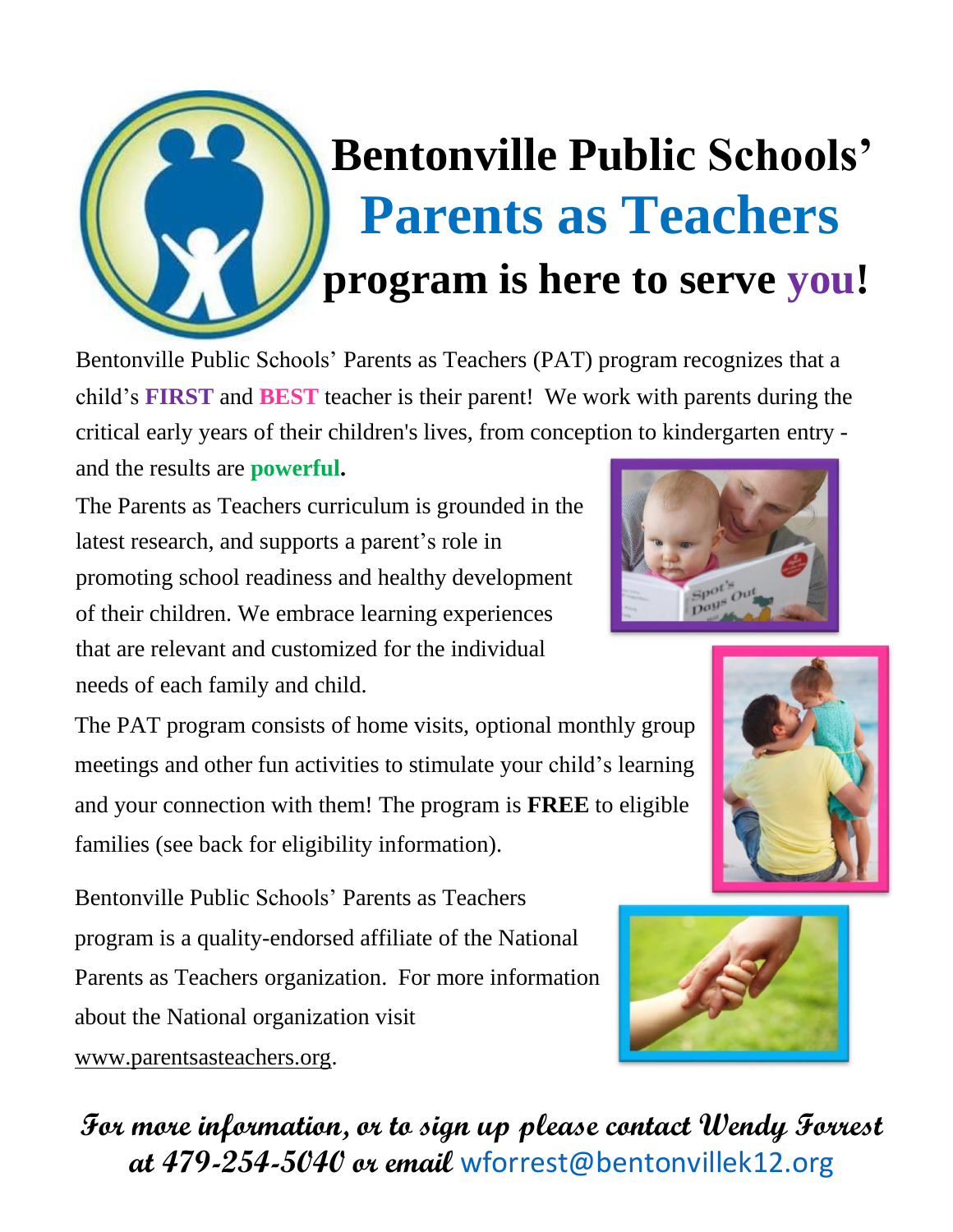# Bentonville Public Schools' Parents as Teachers program is here to serve you!

Bentonville Public Schools' Parents as Teachers (PAT) program recognizes that a child's **FIRST** and **BEST** teacher is their parent! We work with parents during the critical early years of their children's lives, from conception to kindergarten entry - and the results are **powerful.**

The Parents as Teachers curriculum is grounded in the latest research, and supports a parent's role in promoting school readiness and healthy development of their children. We embrace learning experiences that are relevant and customized for the individual needs of each family and child.

The PAT program consists of home visits, optional monthly group meetings and other fun activities to stimulate your child's learning and your connection with them! The program is **FREE** to eligible families (see back for eligibility information).

Bentonville Public Schools' Parents as Teachers program is a quality-endorsed affiliate of the National Parents as Teachers organization. For more information about the National organization visit www.parentsasteachers.org.

***For more information, or to sign up please contact Wendy Forrest at 479-254-5040 or email*** wforrest@bentonvillek12.org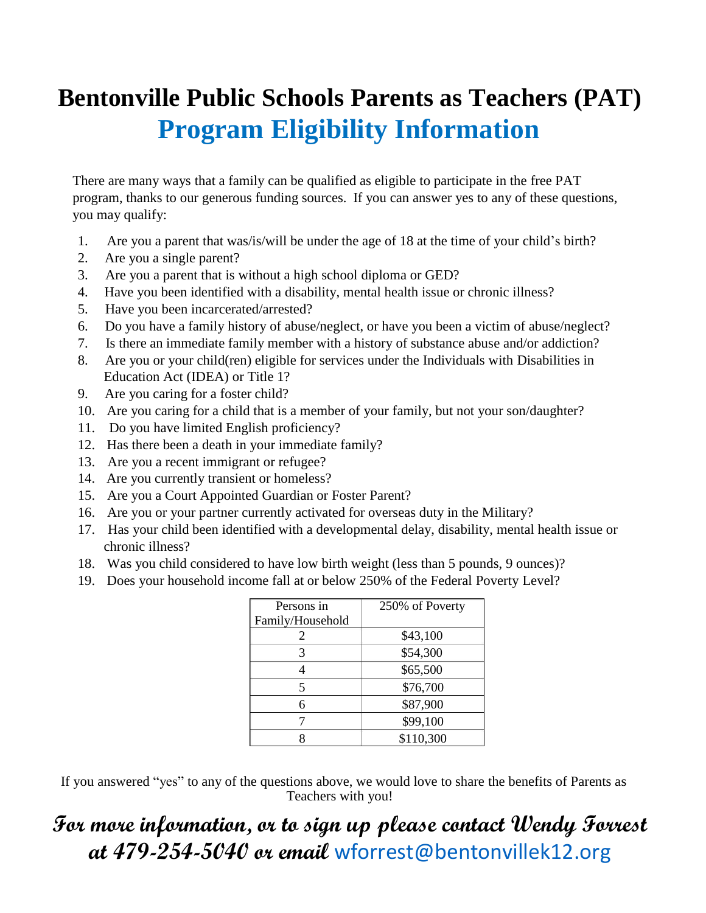# Bentonville Public Schools Parents as Teachers (PAT)
## Program Eligibility Information

There are many ways that a family can be qualified as eligible to participate in the free PAT program, thanks to our generous funding sources. If you can answer yes to any of these questions, you may qualify:

1. Are you a parent that was/is/will be under the age of 18 at the time of your child's birth?
2. Are you a single parent?
3. Are you a parent that is without a high school diploma or GED?
4. Have you been identified with a disability, mental health issue or chronic illness?
5. Have you been incarcerated/arrested?
6. Do you have a family history of abuse/neglect, or have you been a victim of abuse/neglect?
7. Is there an immediate family member with a history of substance abuse and/or addiction?
8. Are you or your child(ren) eligible for services under the Individuals with Disabilities in Education Act (IDEA) or Title 1?
9. Are you caring for a foster child?
10. Are you caring for a child that is a member of your family, but not your son/daughter?
11. Do you have limited English proficiency?
12. Has there been a death in your immediate family?
13. Are you a recent immigrant or refugee?
14. Are you currently transient or homeless?
15. Are you a Court Appointed Guardian or Foster Parent?
16. Are you or your partner currently activated for overseas duty in the Military?
17. Has your child been identified with a developmental delay, disability, mental health issue or chronic illness?
18. Was you child considered to have low birth weight (less than 5 pounds, 9 ounces)?
19. Does your household income fall at or below 250% of the Federal Poverty Level?

| Persons in Family/Household | 250% of Poverty |
|---|---|
| 2 | $43,100 |
| 3 | $54,300 |
| 4 | $65,500 |
| 5 | $76,700 |
| 6 | $87,900 |
| 7 | $99,100 |
| 8 | $110,300 |

If you answered "yes" to any of the questions above, we would love to share the benefits of Parents as Teachers with you!

**For more information, or to sign up please contact Wendy Forrest at 479-254-5040 or email** wforrest@bentonvillek12.org